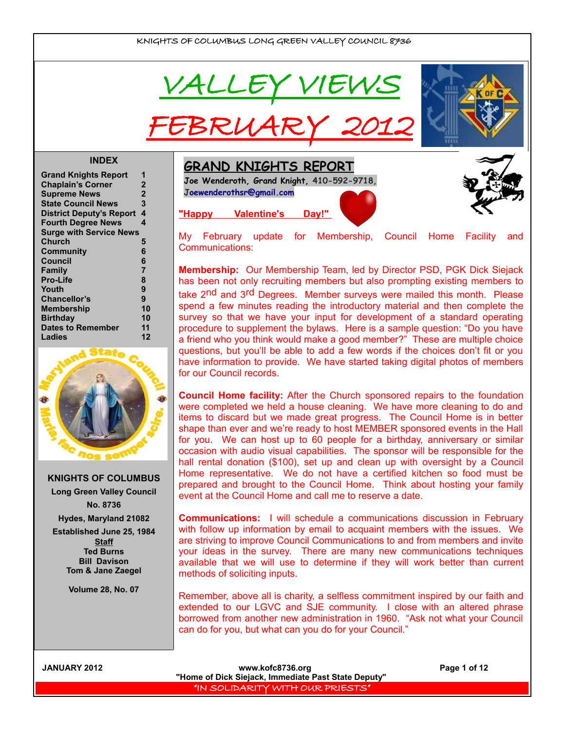KNIGHTS OF COLUMBUS LONG GREEN VALLEY COUNCIL 8736

# VALLEY VIEWS

# FEBRUARY 2012

**INDEX**

| | |
|---|---|
| Grand Knights Report | 1 |
| Chaplain's Corner | 2 |
| Supreme News | 2 |
| State Council News | 3 |
| District Deputy's Report | 4 |
| Fourth Degree News | 4 |
| Surge with Service News | |
| Church | 5 |
| Community | 6 |
| Council | 6 |
| Family | 7 |
| Pro-Life | 8 |
| Youth | 9 |
| Chancellor's | 9 |
| Membership | 10 |
| Birthday | 10 |
| Dates to Remember | 11 |
| Ladies | 12 |

Maryland State Council — Maria, fac nos semper scire.

**KNIGHTS OF COLUMBUS**
**Long Green Valley Council**
**No. 8736**
**Hydes, Maryland 21082**
**Established June 25, 1984**
**Staff**
**Ted Burns**
**Bill Davison**
**Tom & Jane Zaegel**

**Volume 28, No. 07**

## GRAND KNIGHTS REPORT

**Joe Wenderoth, Grand Knight, 410-592-9718, Joewenderothsr@gmail.com**

**"Happy Valentine's Day!"**

My February update for Membership, Council Home Facility and Communications:

**Membership:** Our Membership Team, led by Director PSD, PGK Dick Siejack has been not only recruiting members but also prompting existing members to take 2nd and 3rd Degrees. Member surveys were mailed this month. Please spend a few minutes reading the introductory material and then complete the survey so that we have your input for development of a standard operating procedure to supplement the bylaws. Here is a sample question: "Do you have a friend who you think would make a good member?" These are multiple choice questions, but you'll be able to add a few words if the choices don't fit or you have information to provide. We have started taking digital photos of members for our Council records.

**Council Home facility:** After the Church sponsored repairs to the foundation were completed we held a house cleaning. We have more cleaning to do and items to discard but we made great progress. The Council Home is in better shape than ever and we're ready to host MEMBER sponsored events in the Hall for you. We can host up to 60 people for a birthday, anniversary or similar occasion with audio visual capabilities. The sponsor will be responsible for the hall rental donation ($100), set up and clean up with oversight by a Council Home representative. We do not have a certified kitchen so food must be prepared and brought to the Council Home. Think about hosting your family event at the Council Home and call me to reserve a date.

**Communications:** I will schedule a communications discussion in February with follow up information by email to acquaint members with the issues. We are striving to improve Council Communications to and from members and invite your ideas in the survey. There are many new communications techniques available that we will use to determine if they will work better than current methods of soliciting inputs.

Remember, above all is charity, a selfless commitment inspired by our faith and extended to our LGVC and SJE community. I close with an altered phrase borrowed from another new administration in 1960. "Ask not what your Council can do for you, but what can you do for your Council."

www.kofc8736.org
"Home of Dick Siejack, Immediate Past State Deputy"
"IN SOLIDARITY WITH OUR PRIESTS"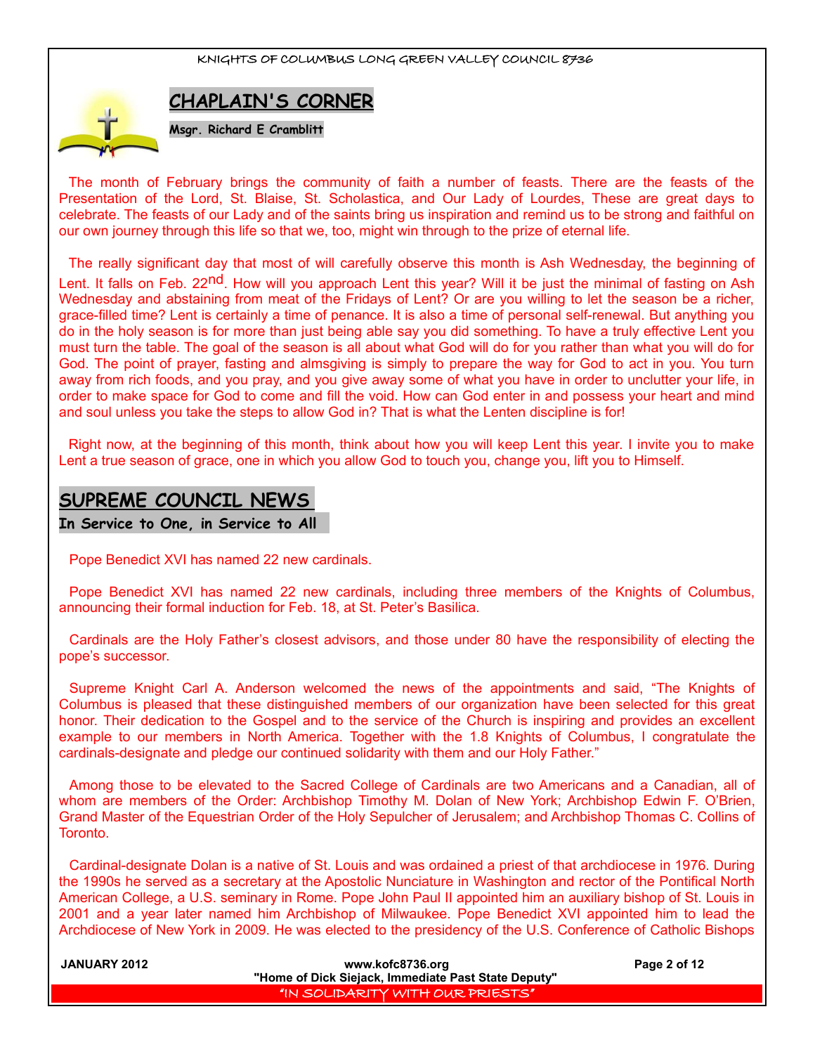## CHAPLAIN'S CORNER

**Msgr. Richard E Cramblitt**

The month of February brings the community of faith a number of feasts. There are the feasts of the Presentation of the Lord, St. Blaise, St. Scholastica, and Our Lady of Lourdes, These are great days to celebrate. The feasts of our Lady and of the saints bring us inspiration and remind us to be strong and faithful on our own journey through this life so that we, too, might win through to the prize of eternal life.

The really significant day that most of will carefully observe this month is Ash Wednesday, the beginning of Lent. It falls on Feb. 22nd. How will you approach Lent this year? Will it be just the minimal of fasting on Ash Wednesday and abstaining from meat of the Fridays of Lent? Or are you willing to let the season be a richer, grace-filled time? Lent is certainly a time of penance. It is also a time of personal self-renewal. But anything you do in the holy season is for more than just being able say you did something. To have a truly effective Lent you must turn the table. The goal of the season is all about what God will do for you rather than what you will do for God. The point of prayer, fasting and almsgiving is simply to prepare the way for God to act in you. You turn away from rich foods, and you pray, and you give away some of what you have in order to unclutter your life, in order to make space for God to come and fill the void. How can God enter in and possess your heart and mind and soul unless you take the steps to allow God in? That is what the Lenten discipline is for!

Right now, at the beginning of this month, think about how you will keep Lent this year. I invite you to make Lent a true season of grace, one in which you allow God to touch you, change you, lift you to Himself.

## SUPREME COUNCIL NEWS

**In Service to One, in Service to All**

Pope Benedict XVI has named 22 new cardinals.

Pope Benedict XVI has named 22 new cardinals, including three members of the Knights of Columbus, announcing their formal induction for Feb. 18, at St. Peter's Basilica.

Cardinals are the Holy Father's closest advisors, and those under 80 have the responsibility of electing the pope's successor.

Supreme Knight Carl A. Anderson welcomed the news of the appointments and said, "The Knights of Columbus is pleased that these distinguished members of our organization have been selected for this great honor. Their dedication to the Gospel and to the service of the Church is inspiring and provides an excellent example to our members in North America. Together with the 1.8 Knights of Columbus, I congratulate the cardinals-designate and pledge our continued solidarity with them and our Holy Father."

Among those to be elevated to the Sacred College of Cardinals are two Americans and a Canadian, all of whom are members of the Order: Archbishop Timothy M. Dolan of New York; Archbishop Edwin F. O'Brien, Grand Master of the Equestrian Order of the Holy Sepulcher of Jerusalem; and Archbishop Thomas C. Collins of Toronto.

Cardinal-designate Dolan is a native of St. Louis and was ordained a priest of that archdiocese in 1976. During the 1990s he served as a secretary at the Apostolic Nunciature in Washington and rector of the Pontifical North American College, a U.S. seminary in Rome. Pope John Paul II appointed him an auxiliary bishop of St. Louis in 2001 and a year later named him Archbishop of Milwaukee. Pope Benedict XVI appointed him to lead the Archdiocese of New York in 2009. He was elected to the presidency of the U.S. Conference of Catholic Bishops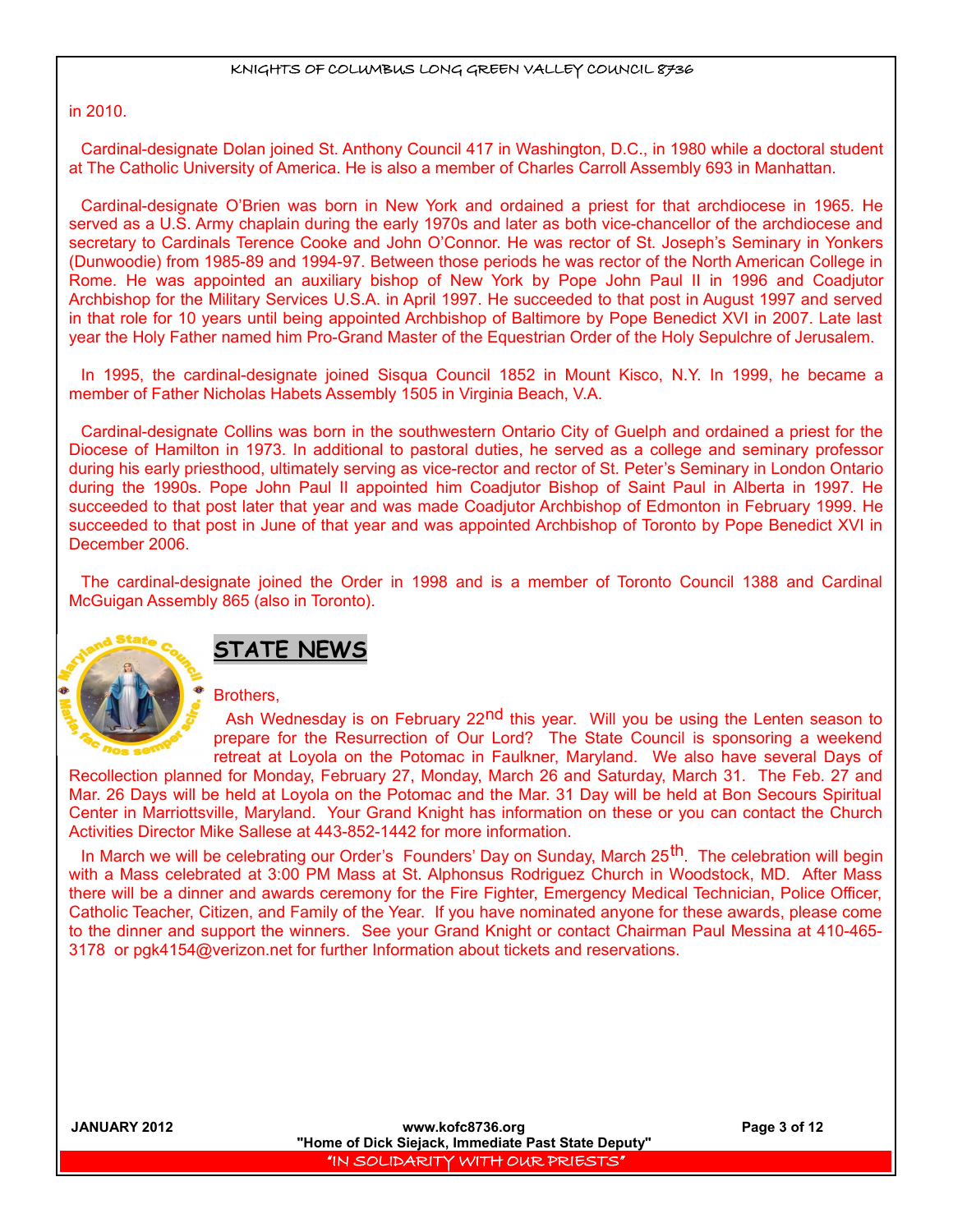in 2010.

Cardinal-designate Dolan joined St. Anthony Council 417 in Washington, D.C., in 1980 while a doctoral student at The Catholic University of America. He is also a member of Charles Carroll Assembly 693 in Manhattan.

Cardinal-designate O'Brien was born in New York and ordained a priest for that archdiocese in 1965. He served as a U.S. Army chaplain during the early 1970s and later as both vice-chancellor of the archdiocese and secretary to Cardinals Terence Cooke and John O'Connor. He was rector of St. Joseph's Seminary in Yonkers (Dunwoodie) from 1985-89 and 1994-97. Between those periods he was rector of the North American College in Rome. He was appointed an auxiliary bishop of New York by Pope John Paul II in 1996 and Coadjutor Archbishop for the Military Services U.S.A. in April 1997. He succeeded to that post in August 1997 and served in that role for 10 years until being appointed Archbishop of Baltimore by Pope Benedict XVI in 2007. Late last year the Holy Father named him Pro-Grand Master of the Equestrian Order of the Holy Sepulchre of Jerusalem.

In 1995, the cardinal-designate joined Sisqua Council 1852 in Mount Kisco, N.Y. In 1999, he became a member of Father Nicholas Habets Assembly 1505 in Virginia Beach, V.A.

Cardinal-designate Collins was born in the southwestern Ontario City of Guelph and ordained a priest for the Diocese of Hamilton in 1973. In additional to pastoral duties, he served as a college and seminary professor during his early priesthood, ultimately serving as vice-rector and rector of St. Peter's Seminary in London Ontario during the 1990s. Pope John Paul II appointed him Coadjutor Bishop of Saint Paul in Alberta in 1997. He succeeded to that post later that year and was made Coadjutor Archbishop of Edmonton in February 1999. He succeeded to that post in June of that year and was appointed Archbishop of Toronto by Pope Benedict XVI in December 2006.

The cardinal-designate joined the Order in 1998 and is a member of Toronto Council 1388 and Cardinal McGuigan Assembly 865 (also in Toronto).

## STATE NEWS

Brothers,

Ash Wednesday is on February 22nd this year. Will you be using the Lenten season to prepare for the Resurrection of Our Lord? The State Council is sponsoring a weekend retreat at Loyola on the Potomac in Faulkner, Maryland. We also have several Days of Recollection planned for Monday, February 27, Monday, March 26 and Saturday, March 31. The Feb. 27 and Mar. 26 Days will be held at Loyola on the Potomac and the Mar. 31 Day will be held at Bon Secours Spiritual Center in Marriottsville, Maryland. Your Grand Knight has information on these or you can contact the Church Activities Director Mike Sallese at 443-852-1442 for more information.

In March we will be celebrating our Order's Founders' Day on Sunday, March 25th. The celebration will begin with a Mass celebrated at 3:00 PM Mass at St. Alphonsus Rodriguez Church in Woodstock, MD. After Mass there will be a dinner and awards ceremony for the Fire Fighter, Emergency Medical Technician, Police Officer, Catholic Teacher, Citizen, and Family of the Year. If you have nominated anyone for these awards, please come to the dinner and support the winners. See your Grand Knight or contact Chairman Paul Messina at 410-465-3178 or pgk4154@verizon.net for further Information about tickets and reservations.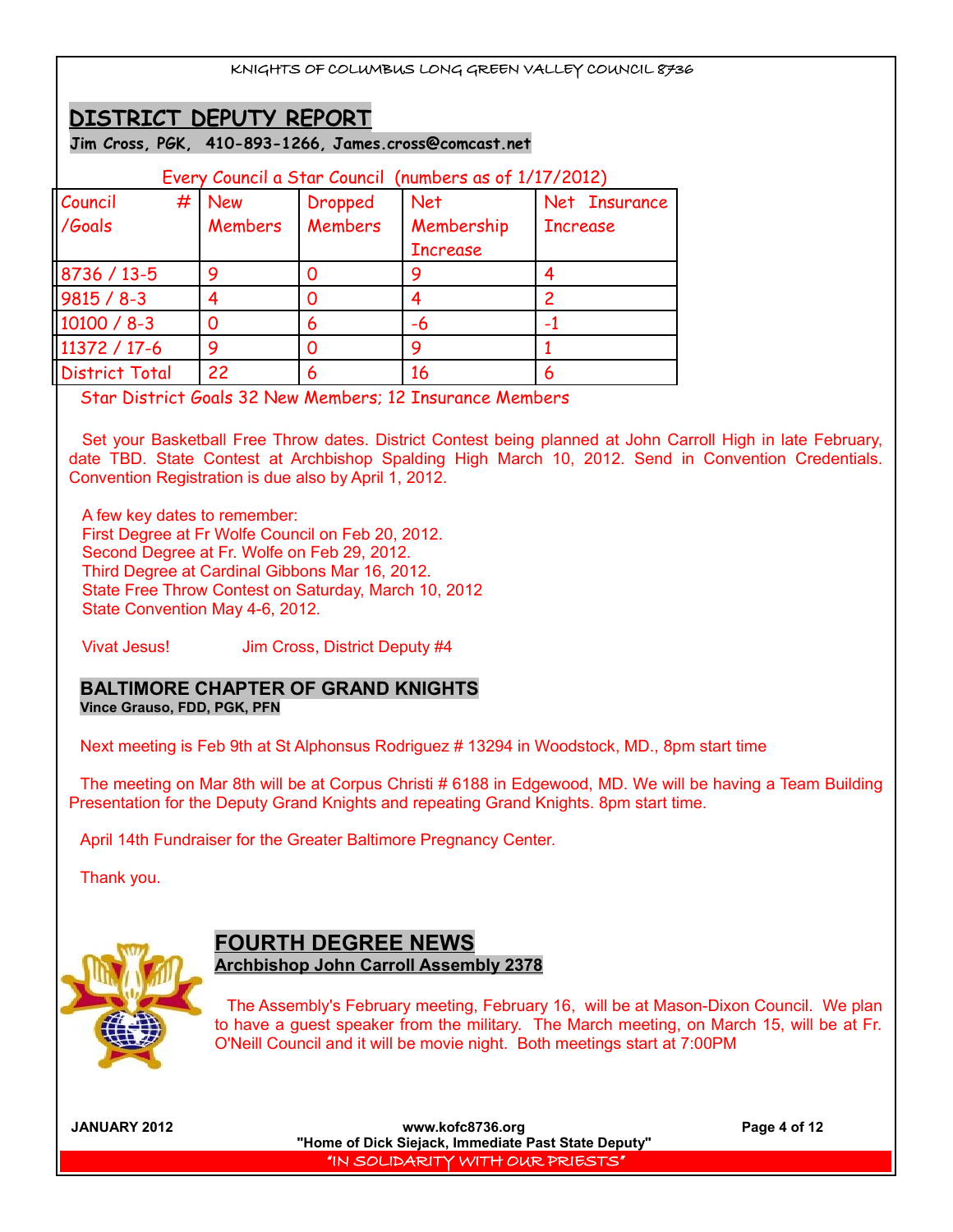# DISTRICT DEPUTY REPORT

**Jim Cross, PGK, 410-893-1266, James.cross@comcast.net**

Every Council a Star Council (numbers as of 1/17/2012)

| Council # /Goals | New Members | Dropped Members | Net Membership Increase | Net Insurance Increase |
|---|---|---|---|---|
| 8736 / 13-5 | 9 | 0 | 9 | 4 |
| 9815 / 8-3 | 4 | 0 | 4 | 2 |
| 10100 / 8-3 | 0 | 6 | -6 | -1 |
| 11372 / 17-6 | 9 | 0 | 9 | 1 |
| District Total | 22 | 6 | 16 | 6 |

Star District Goals 32 New Members; 12 Insurance Members

Set your Basketball Free Throw dates. District Contest being planned at John Carroll High in late February, date TBD. State Contest at Archbishop Spalding High March 10, 2012. Send in Convention Credentials. Convention Registration is due also by April 1, 2012.

A few key dates to remember:
First Degree at Fr Wolfe Council on Feb 20, 2012.
Second Degree at Fr. Wolfe on Feb 29, 2012.
Third Degree at Cardinal Gibbons Mar 16, 2012.
State Free Throw Contest on Saturday, March 10, 2012
State Convention May 4-6, 2012.

Vivat Jesus! Jim Cross, District Deputy #4

## BALTIMORE CHAPTER OF GRAND KNIGHTS

**Vince Grauso, FDD, PGK, PFN**

Next meeting is Feb 9th at St Alphonsus Rodriguez # 13294 in Woodstock, MD., 8pm start time

The meeting on Mar 8th will be at Corpus Christi # 6188 in Edgewood, MD. We will be having a Team Building Presentation for the Deputy Grand Knights and repeating Grand Knights. 8pm start time.

April 14th Fundraiser for the Greater Baltimore Pregnancy Center.

Thank you.

## FOURTH DEGREE NEWS

**Archbishop John Carroll Assembly 2378**

The Assembly's February meeting, February 16, will be at Mason-Dixon Council. We plan to have a guest speaker from the military. The March meeting, on March 15, will be at Fr. O'Neill Council and it will be movie night. Both meetings start at 7:00PM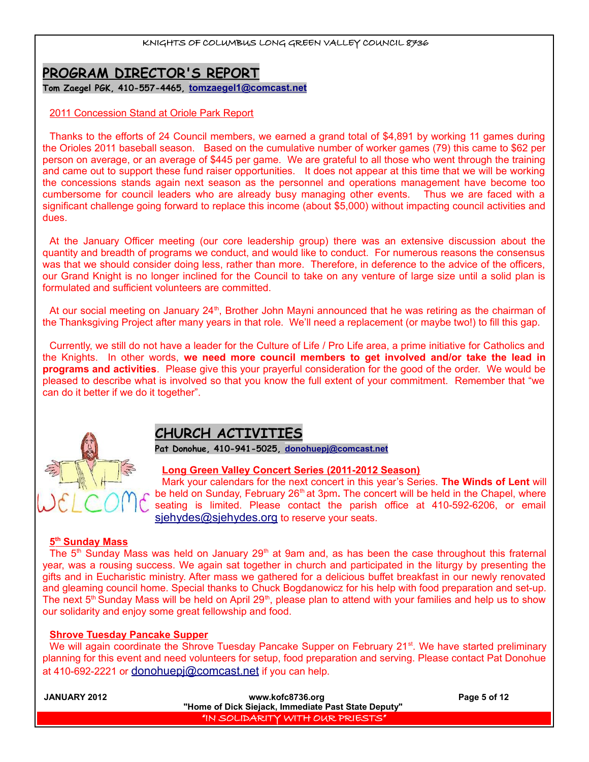## PROGRAM DIRECTOR'S REPORT

**Tom Zaegel PGK, 410-557-4465, tomzaegel1@comcast.net**

2011 Concession Stand at Oriole Park Report

Thanks to the efforts of 24 Council members, we earned a grand total of $4,891 by working 11 games during the Orioles 2011 baseball season. Based on the cumulative number of worker games (79) this came to $62 per person on average, or an average of $445 per game. We are grateful to all those who went through the training and came out to support these fund raiser opportunities. It does not appear at this time that we will be working the concessions stands again next season as the personnel and operations management have become too cumbersome for council leaders who are already busy managing other events. Thus we are faced with a significant challenge going forward to replace this income (about $5,000) without impacting council activities and dues.

At the January Officer meeting (our core leadership group) there was an extensive discussion about the quantity and breadth of programs we conduct, and would like to conduct. For numerous reasons the consensus was that we should consider doing less, rather than more. Therefore, in deference to the advice of the officers, our Grand Knight is no longer inclined for the Council to take on any venture of large size until a solid plan is formulated and sufficient volunteers are committed.

At our social meeting on January 24th, Brother John Mayni announced that he was retiring as the chairman of the Thanksgiving Project after many years in that role. We'll need a replacement (or maybe two!) to fill this gap.

Currently, we still do not have a leader for the Culture of Life / Pro Life area, a prime initiative for Catholics and the Knights. In other words, **we need more council members to get involved and/or take the lead in programs and activities**. Please give this your prayerful consideration for the good of the order. We would be pleased to describe what is involved so that you know the full extent of your commitment. Remember that "we can do it better if we do it together".

## CHURCH ACTIVITIES

**Pat Donohue, 410-941-5025, donohuepj@comcast.net**

**Long Green Valley Concert Series (2011-2012 Season)**

Mark your calendars for the next concert in this year's Series. **The Winds of Lent** will be held on Sunday, February 26th at 3pm**.** The concert will be held in the Chapel, where seating is limited. Please contact the parish office at 410-592-6206, or email sjehydes@sjehydes.org to reserve your seats.

**5th Sunday Mass**

The 5th Sunday Mass was held on January 29th at 9am and, as has been the case throughout this fraternal year, was a rousing success. We again sat together in church and participated in the liturgy by presenting the gifts and in Eucharistic ministry. After mass we gathered for a delicious buffet breakfast in our newly renovated and gleaming council home. Special thanks to Chuck Bogdanowicz for his help with food preparation and set-up. The next 5th Sunday Mass will be held on April 29th, please plan to attend with your families and help us to show our solidarity and enjoy some great fellowship and food.

**Shrove Tuesday Pancake Supper**

We will again coordinate the Shrove Tuesday Pancake Supper on February 21st. We have started preliminary planning for this event and need volunteers for setup, food preparation and serving. Please contact Pat Donohue at 410-692-2221 or donohuepj@comcast.net if you can help.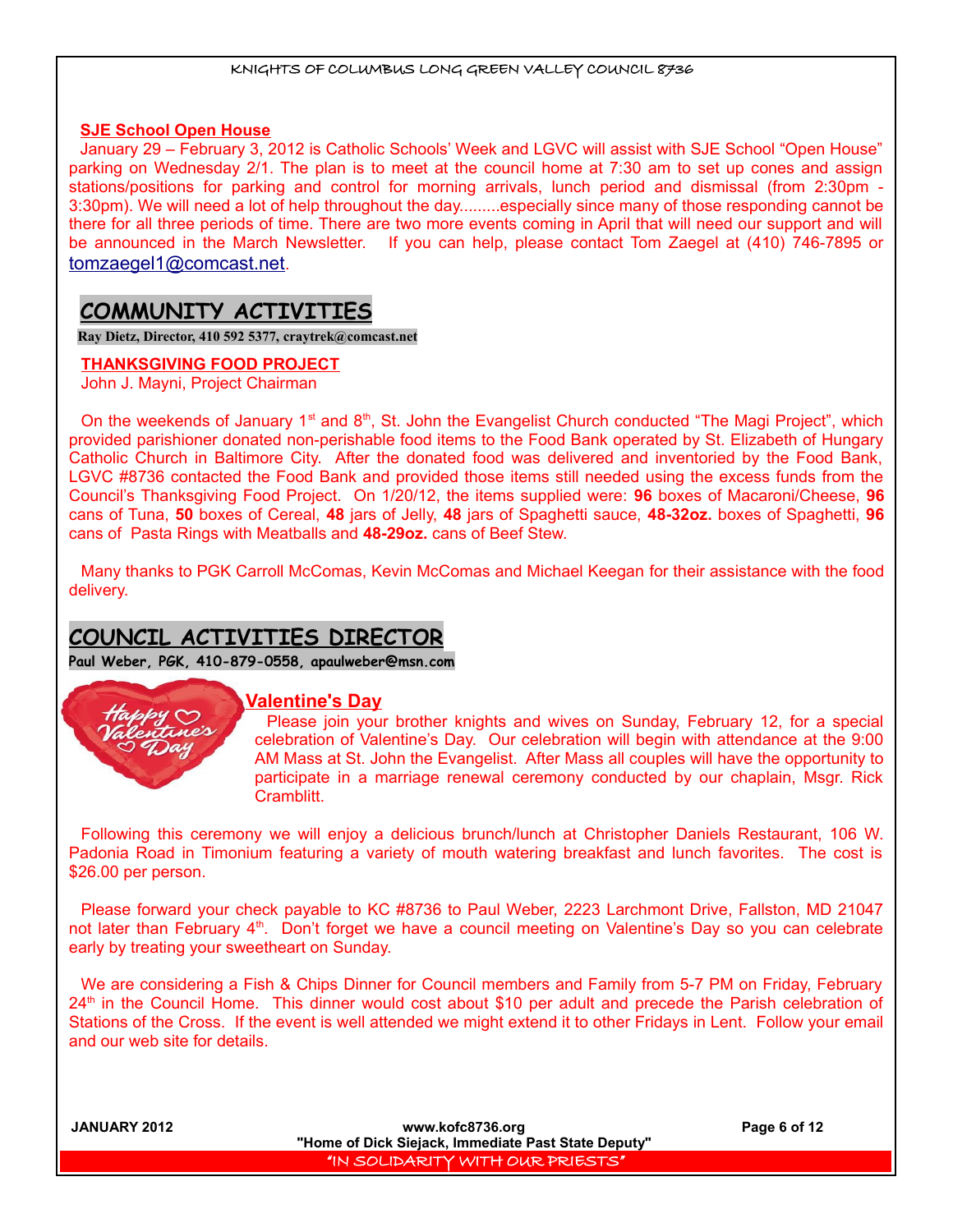### SJE School Open House

January 29 – February 3, 2012 is Catholic Schools' Week and LGVC will assist with SJE School "Open House" parking on Wednesday 2/1. The plan is to meet at the council home at 7:30 am to set up cones and assign stations/positions for parking and control for morning arrivals, lunch period and dismissal (from 2:30pm - 3:30pm). We will need a lot of help throughout the day.........especially since many of those responding cannot be there for all three periods of time. There are two more events coming in April that will need our support and will be announced in the March Newsletter. If you can help, please contact Tom Zaegel at (410) 746-7895 or tomzaegel1@comcast.net.

## COMMUNITY ACTIVITIES

**Ray Dietz, Director, 410 592 5377, craytrek@comcast.net**

### THANKSGIVING FOOD PROJECT

John J. Mayni, Project Chairman

On the weekends of January 1st and 8th, St. John the Evangelist Church conducted "The Magi Project", which provided parishioner donated non-perishable food items to the Food Bank operated by St. Elizabeth of Hungary Catholic Church in Baltimore City. After the donated food was delivered and inventoried by the Food Bank, LGVC #8736 contacted the Food Bank and provided those items still needed using the excess funds from the Council's Thanksgiving Food Project. On 1/20/12, the items supplied were: **96** boxes of Macaroni/Cheese, **96** cans of Tuna, **50** boxes of Cereal, **48** jars of Jelly, **48** jars of Spaghetti sauce, **48-32oz.** boxes of Spaghetti, **96** cans of Pasta Rings with Meatballs and **48-29oz.** cans of Beef Stew.

Many thanks to PGK Carroll McComas, Kevin McComas and Michael Keegan for their assistance with the food delivery.

## COUNCIL ACTIVITIES DIRECTOR

**Paul Weber, PGK, 410-879-0558, apaulweber@msn.com**

### Valentine's Day

Please join your brother knights and wives on Sunday, February 12, for a special celebration of Valentine's Day. Our celebration will begin with attendance at the 9:00 AM Mass at St. John the Evangelist. After Mass all couples will have the opportunity to participate in a marriage renewal ceremony conducted by our chaplain, Msgr. Rick Cramblitt.

Following this ceremony we will enjoy a delicious brunch/lunch at Christopher Daniels Restaurant, 106 W. Padonia Road in Timonium featuring a variety of mouth watering breakfast and lunch favorites. The cost is $26.00 per person.

Please forward your check payable to KC #8736 to Paul Weber, 2223 Larchmont Drive, Fallston, MD 21047 not later than February 4th. Don't forget we have a council meeting on Valentine's Day so you can celebrate early by treating your sweetheart on Sunday.

We are considering a Fish & Chips Dinner for Council members and Family from 5-7 PM on Friday, February 24th in the Council Home. This dinner would cost about $10 per adult and precede the Parish celebration of Stations of the Cross. If the event is well attended we might extend it to other Fridays in Lent. Follow your email and our web site for details.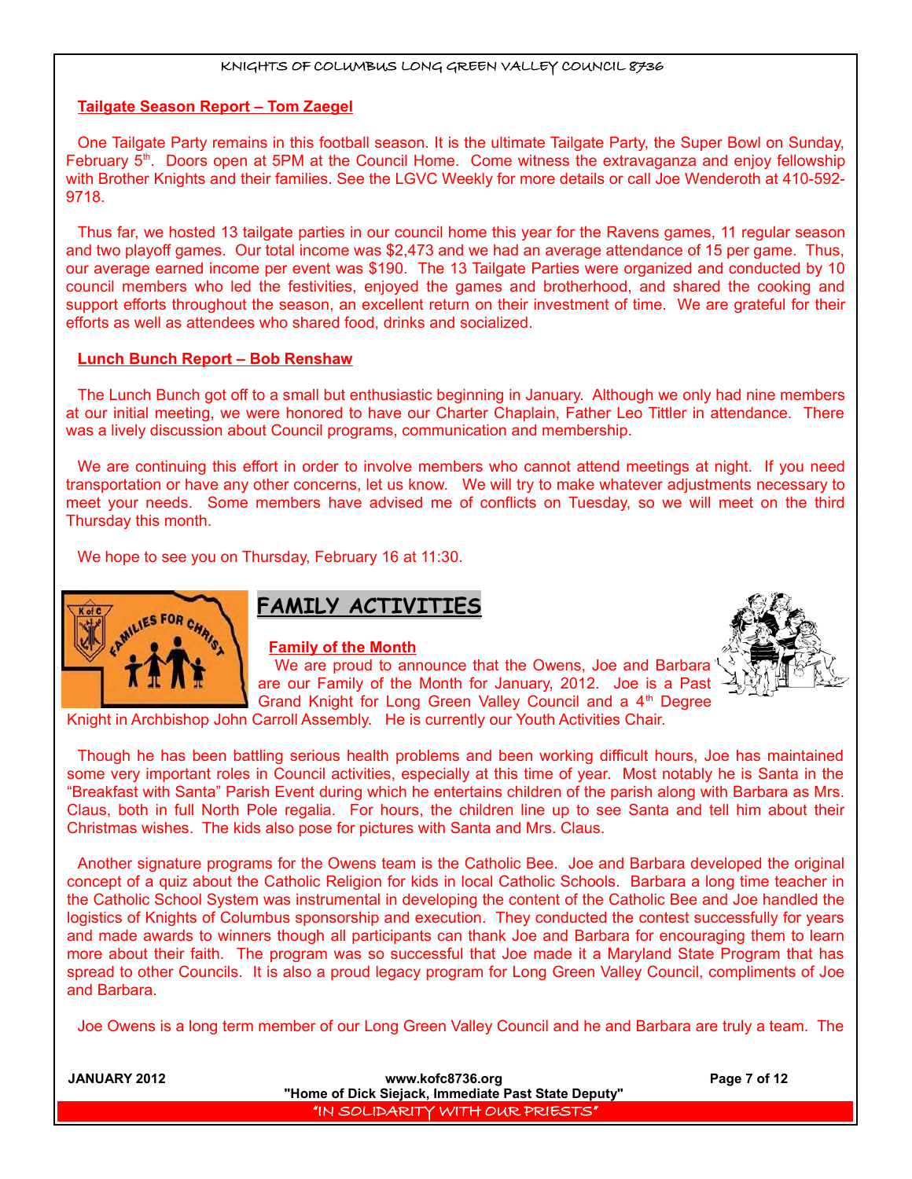## Tailgate Season Report – Tom Zaegel

One Tailgate Party remains in this football season. It is the ultimate Tailgate Party, the Super Bowl on Sunday, February 5th. Doors open at 5PM at the Council Home. Come witness the extravaganza and enjoy fellowship with Brother Knights and their families. See the LGVC Weekly for more details or call Joe Wenderoth at 410-592-9718.

Thus far, we hosted 13 tailgate parties in our council home this year for the Ravens games, 11 regular season and two playoff games. Our total income was $2,473 and we had an average attendance of 15 per game. Thus, our average earned income per event was $190. The 13 Tailgate Parties were organized and conducted by 10 council members who led the festivities, enjoyed the games and brotherhood, and shared the cooking and support efforts throughout the season, an excellent return on their investment of time. We are grateful for their efforts as well as attendees who shared food, drinks and socialized.

## Lunch Bunch Report – Bob Renshaw

The Lunch Bunch got off to a small but enthusiastic beginning in January. Although we only had nine members at our initial meeting, we were honored to have our Charter Chaplain, Father Leo Tittler in attendance. There was a lively discussion about Council programs, communication and membership.

We are continuing this effort in order to involve members who cannot attend meetings at night. If you need transportation or have any other concerns, let us know. We will try to make whatever adjustments necessary to meet your needs. Some members have advised me of conflicts on Tuesday, so we will meet on the third Thursday this month.

We hope to see you on Thursday, February 16 at 11:30.

# FAMILY ACTIVITIES

## Family of the Month

We are proud to announce that the Owens, Joe and Barbara are our Family of the Month for January, 2012. Joe is a Past Grand Knight for Long Green Valley Council and a 4th Degree Knight in Archbishop John Carroll Assembly. He is currently our Youth Activities Chair.

Though he has been battling serious health problems and been working difficult hours, Joe has maintained some very important roles in Council activities, especially at this time of year. Most notably he is Santa in the "Breakfast with Santa" Parish Event during which he entertains children of the parish along with Barbara as Mrs. Claus, both in full North Pole regalia. For hours, the children line up to see Santa and tell him about their Christmas wishes. The kids also pose for pictures with Santa and Mrs. Claus.

Another signature programs for the Owens team is the Catholic Bee. Joe and Barbara developed the original concept of a quiz about the Catholic Religion for kids in local Catholic Schools. Barbara a long time teacher in the Catholic School System was instrumental in developing the content of the Catholic Bee and Joe handled the logistics of Knights of Columbus sponsorship and execution. They conducted the contest successfully for years and made awards to winners though all participants can thank Joe and Barbara for encouraging them to learn more about their faith. The program was so successful that Joe made it a Maryland State Program that has spread to other Councils. It is also a proud legacy program for Long Green Valley Council, compliments of Joe and Barbara.

Joe Owens is a long term member of our Long Green Valley Council and he and Barbara are truly a team. The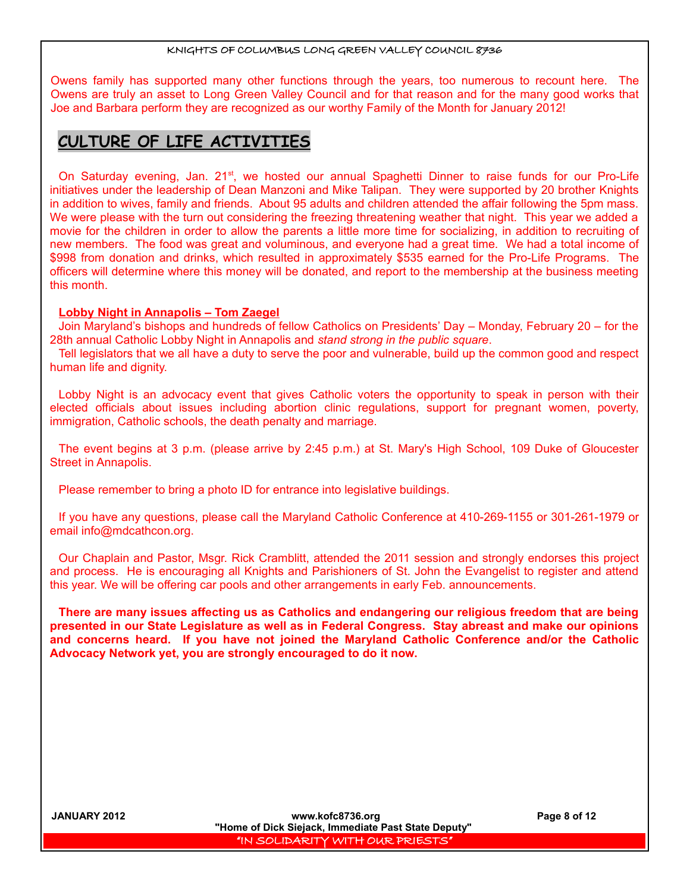Owens family has supported many other functions through the years, too numerous to recount here. The Owens are truly an asset to Long Green Valley Council and for that reason and for the many good works that Joe and Barbara perform they are recognized as our worthy Family of the Month for January 2012!

## CULTURE OF LIFE ACTIVITIES

On Saturday evening, Jan. 21st, we hosted our annual Spaghetti Dinner to raise funds for our Pro-Life initiatives under the leadership of Dean Manzoni and Mike Talipan. They were supported by 20 brother Knights in addition to wives, family and friends. About 95 adults and children attended the affair following the 5pm mass. We were please with the turn out considering the freezing threatening weather that night. This year we added a movie for the children in order to allow the parents a little more time for socializing, in addition to recruiting of new members. The food was great and voluminous, and everyone had a great time. We had a total income of $998 from donation and drinks, which resulted in approximately $535 earned for the Pro-Life Programs. The officers will determine where this money will be donated, and report to the membership at the business meeting this month.

**Lobby Night in Annapolis – Tom Zaegel**

Join Maryland's bishops and hundreds of fellow Catholics on Presidents' Day – Monday, February 20 – for the 28th annual Catholic Lobby Night in Annapolis and *stand strong in the public square*.

Tell legislators that we all have a duty to serve the poor and vulnerable, build up the common good and respect human life and dignity.

Lobby Night is an advocacy event that gives Catholic voters the opportunity to speak in person with their elected officials about issues including abortion clinic regulations, support for pregnant women, poverty, immigration, Catholic schools, the death penalty and marriage.

The event begins at 3 p.m. (please arrive by 2:45 p.m.) at St. Mary's High School, 109 Duke of Gloucester Street in Annapolis.

Please remember to bring a photo ID for entrance into legislative buildings.

If you have any questions, please call the Maryland Catholic Conference at 410-269-1155 or 301-261-1979 or email info@mdcathcon.org.

Our Chaplain and Pastor, Msgr. Rick Cramblitt, attended the 2011 session and strongly endorses this project and process. He is encouraging all Knights and Parishioners of St. John the Evangelist to register and attend this year. We will be offering car pools and other arrangements in early Feb. announcements.

**There are many issues affecting us as Catholics and endangering our religious freedom that are being presented in our State Legislature as well as in Federal Congress. Stay abreast and make our opinions and concerns heard. If you have not joined the Maryland Catholic Conference and/or the Catholic Advocacy Network yet, you are strongly encouraged to do it now.**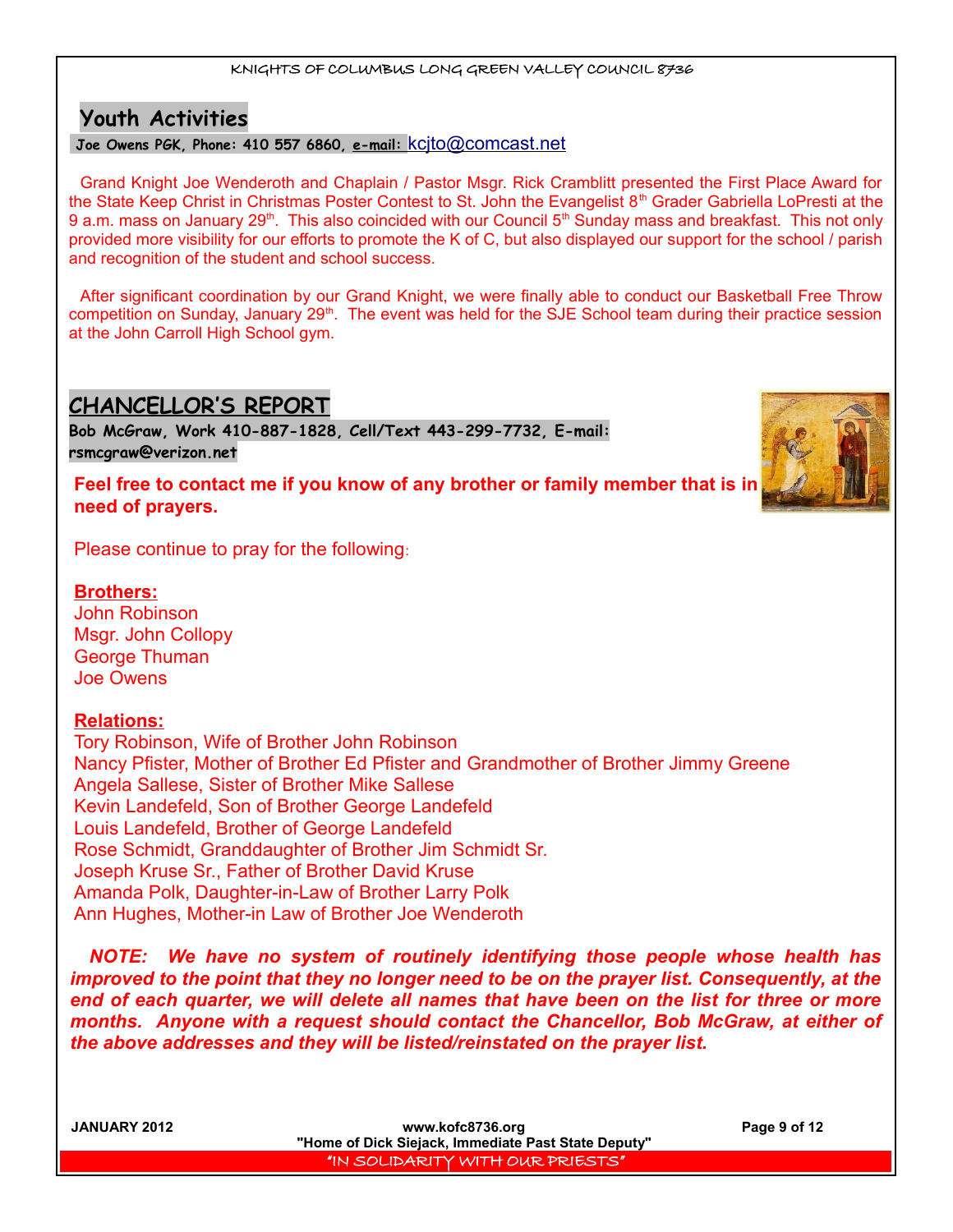## Youth Activities

**Joe Owens PGK, Phone: 410 557 6860, e-mail:** kcjto@comcast.net

Grand Knight Joe Wenderoth and Chaplain / Pastor Msgr. Rick Cramblitt presented the First Place Award for the State Keep Christ in Christmas Poster Contest to St. John the Evangelist 8th Grader Gabriella LoPresti at the 9 a.m. mass on January 29th. This also coincided with our Council 5th Sunday mass and breakfast. This not only provided more visibility for our efforts to promote the K of C, but also displayed our support for the school / parish and recognition of the student and school success.

After significant coordination by our Grand Knight, we were finally able to conduct our Basketball Free Throw competition on Sunday, January 29th. The event was held for the SJE School team during their practice session at the John Carroll High School gym.

## CHANCELLOR'S REPORT

**Bob McGraw, Work 410-887-1828, Cell/Text 443-299-7732, E-mail: rsmcgraw@verizon.net**

**Feel free to contact me if you know of any brother or family member that is in need of prayers.**

Please continue to pray for the following:

**Brothers:**

John Robinson
Msgr. John Collopy
George Thuman
Joe Owens

**Relations:**

Tory Robinson, Wife of Brother John Robinson
Nancy Pfister, Mother of Brother Ed Pfister and Grandmother of Brother Jimmy Greene
Angela Sallese, Sister of Brother Mike Sallese
Kevin Landefeld, Son of Brother George Landefeld
Louis Landefeld, Brother of George Landefeld
Rose Schmidt, Granddaughter of Brother Jim Schmidt Sr.
Joseph Kruse Sr., Father of Brother David Kruse
Amanda Polk, Daughter-in-Law of Brother Larry Polk
Ann Hughes, Mother-in Law of Brother Joe Wenderoth

***NOTE: We have no system of routinely identifying those people whose health has improved to the point that they no longer need to be on the prayer list. Consequently, at the end of each quarter, we will delete all names that have been on the list for three or more months. Anyone with a request should contact the Chancellor, Bob McGraw, at either of the above addresses and they will be listed/reinstated on the prayer list.***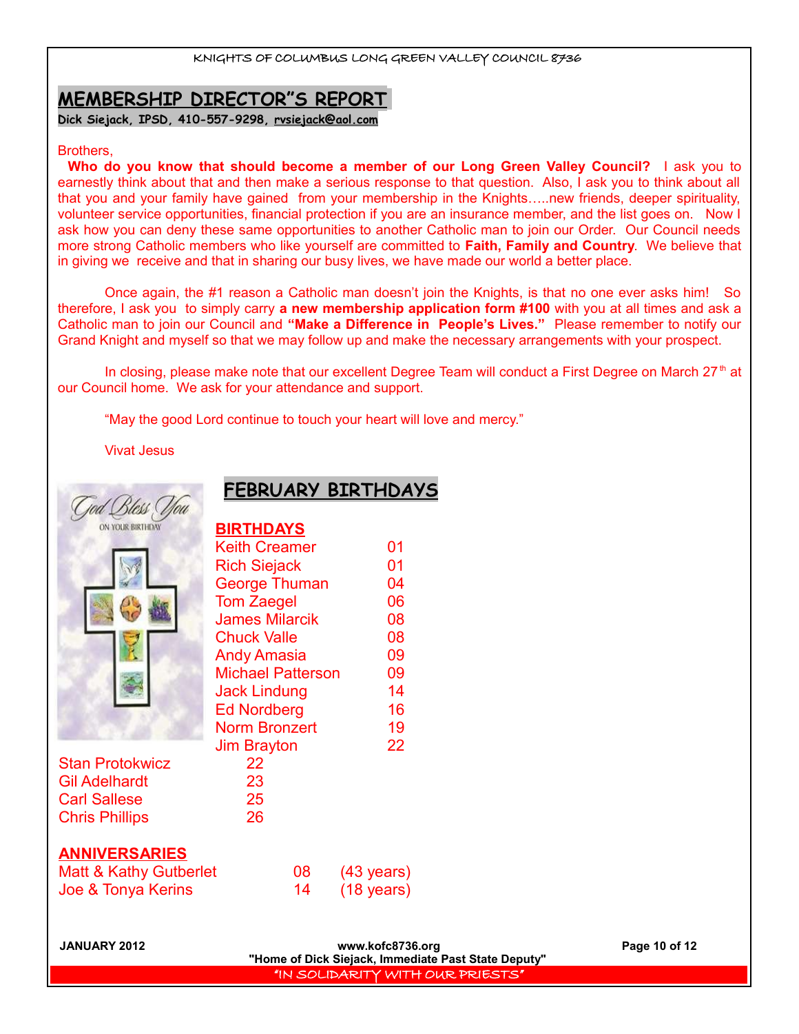## MEMBERSHIP DIRECTOR"S REPORT

**Dick Siejack, IPSD, 410-557-9298, rvsiejack@aol.com**

Brothers,

**Who do you know that should become a member of our Long Green Valley Council?** I ask you to earnestly think about that and then make a serious response to that question. Also, I ask you to think about all that you and your family have gained from your membership in the Knights…..new friends, deeper spirituality, volunteer service opportunities, financial protection if you are an insurance member, and the list goes on. Now I ask how you can deny these same opportunities to another Catholic man to join our Order. Our Council needs more strong Catholic members who like yourself are committed to **Faith, Family and Country**. We believe that in giving we receive and that in sharing our busy lives, we have made our world a better place.

Once again, the #1 reason a Catholic man doesn't join the Knights, is that no one ever asks him! So therefore, I ask you to simply carry **a new membership application form #100** with you at all times and ask a Catholic man to join our Council and **"Make a Difference in People's Lives."** Please remember to notify our Grand Knight and myself so that we may follow up and make the necessary arrangements with your prospect.

In closing, please make note that our excellent Degree Team will conduct a First Degree on March 27th at our Council home. We ask for your attendance and support.

"May the good Lord continue to touch your heart will love and mercy."

Vivat Jesus

## FEBRUARY BIRTHDAYS

### BIRTHDAYS

| Name | Day |
|---|---|
| Keith Creamer | 01 |
| Rich Siejack | 01 |
| George Thuman | 04 |
| Tom Zaegel | 06 |
| James Milarcik | 08 |
| Chuck Valle | 08 |
| Andy Amasia | 09 |
| Michael Patterson | 09 |
| Jack Lindung | 14 |
| Ed Nordberg | 16 |
| Norm Bronzert | 19 |
| Jim Brayton | 22 |
| Stan Protokwicz | 22 |
| Gil Adelhardt | 23 |
| Carl Sallese | 25 |
| Chris Phillips | 26 |

### ANNIVERSARIES

| Names | Day | Years |
|---|---|---|
| Matt & Kathy Gutberlet | 08 | (43 years) |
| Joe & Tonya Kerins | 14 | (18 years) |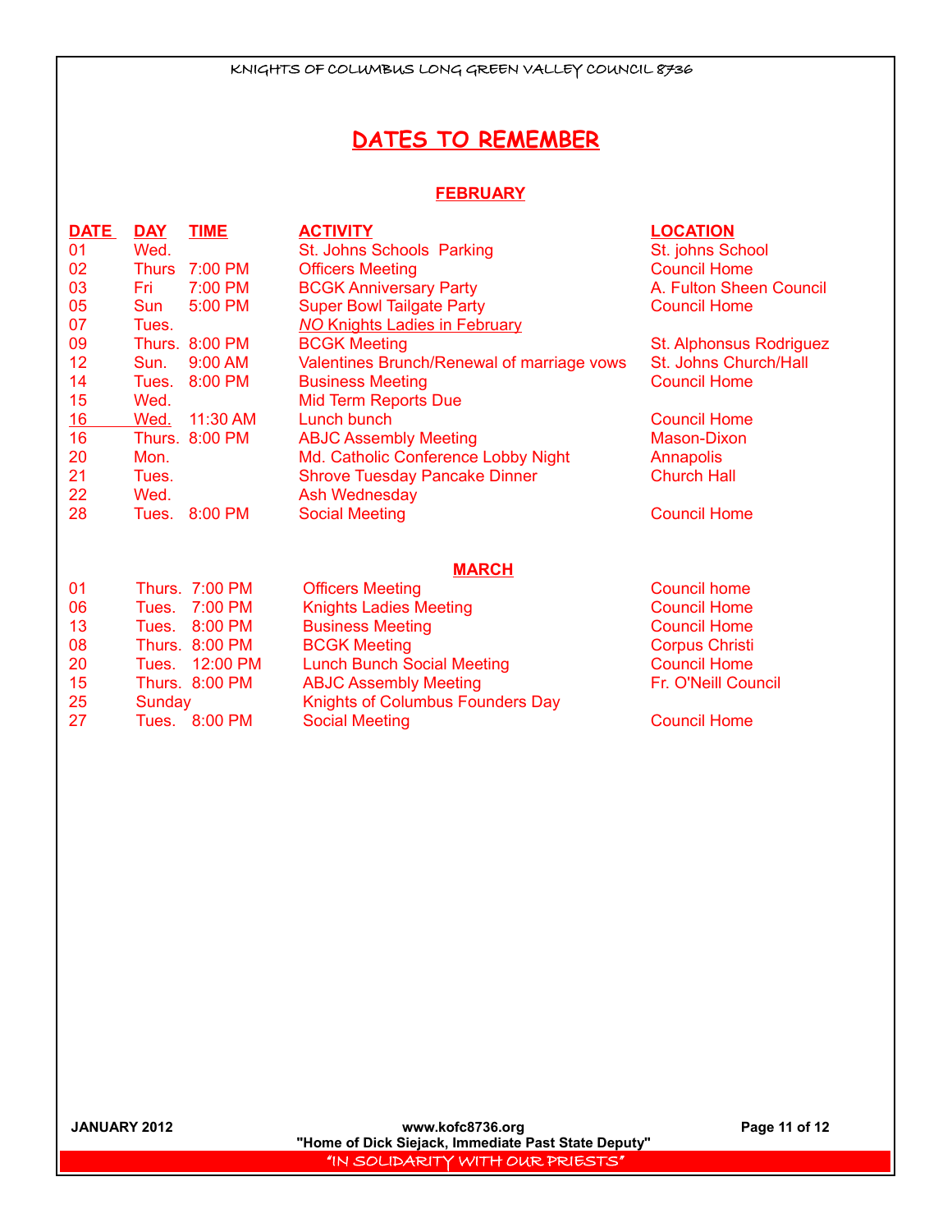# DATES TO REMEMBER

## FEBRUARY

| DATE | DAY | TIME | ACTIVITY | LOCATION |
|---|---|---|---|---|
| 01 | Wed. | | St. Johns Schools Parking | St. johns School |
| 02 | Thurs | 7:00 PM | Officers Meeting | Council Home |
| 03 | Fri | 7:00 PM | BCGK Anniversary Party | A. Fulton Sheen Council |
| 05 | Sun | 5:00 PM | Super Bowl Tailgate Party | Council Home |
| 07 | Tues. | | *NO* Knights Ladies in February | |
| 09 | Thurs. | 8:00 PM | BCGK Meeting | St. Alphonsus Rodriguez |
| 12 | Sun. | 9:00 AM | Valentines Brunch/Renewal of marriage vows | St. Johns Church/Hall |
| 14 | Tues. | 8:00 PM | Business Meeting | Council Home |
| 15 | Wed. | | Mid Term Reports Due | |
| 16 | Wed. | 11:30 AM | Lunch bunch | Council Home |
| 16 | Thurs. | 8:00 PM | ABJC Assembly Meeting | Mason-Dixon |
| 20 | Mon. | | Md. Catholic Conference Lobby Night | Annapolis |
| 21 | Tues. | | Shrove Tuesday Pancake Dinner | Church Hall |
| 22 | Wed. | | Ash Wednesday | |
| 28 | Tues. | 8:00 PM | Social Meeting | Council Home |

## MARCH

| DATE | DAY | TIME | ACTIVITY | LOCATION |
|---|---|---|---|---|
| 01 | Thurs. | 7:00 PM | Officers Meeting | Council home |
| 06 | Tues. | 7:00 PM | Knights Ladies Meeting | Council Home |
| 13 | Tues. | 8:00 PM | Business Meeting | Council Home |
| 08 | Thurs. | 8:00 PM | BCGK Meeting | Corpus Christi |
| 20 | Tues. | 12:00 PM | Lunch Bunch Social Meeting | Council Home |
| 15 | Thurs. | 8:00 PM | ABJC Assembly Meeting | Fr. O'Neill Council |
| 25 | Sunday | | Knights of Columbus Founders Day | |
| 27 | Tues. | 8:00 PM | Social Meeting | Council Home |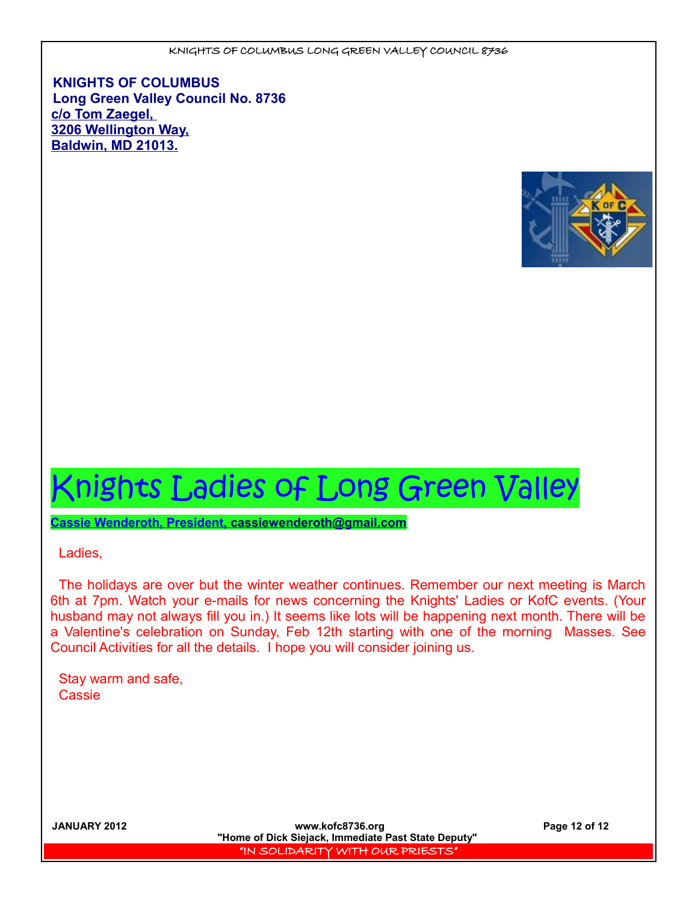**KNIGHTS OF COLUMBUS**
**Long Green Valley Council No. 8736**
**c/o Tom Zaegel,**
**3206 Wellington Way,**
**Baldwin, MD 21013.**

# Knights Ladies of Long Green Valley

**Cassie Wenderoth, President, cassiewenderoth@gmail.com**

Ladies,

The holidays are over but the winter weather continues. Remember our next meeting is March 6th at 7pm. Watch your e-mails for news concerning the Knights' Ladies or KofC events. (Your husband may not always fill you in.) It seems like lots will be happening next month. There will be a Valentine's celebration on Sunday, Feb 12th starting with one of the morning Masses. See Council Activities for all the details. I hope you will consider joining us.

Stay warm and safe,
Cassie